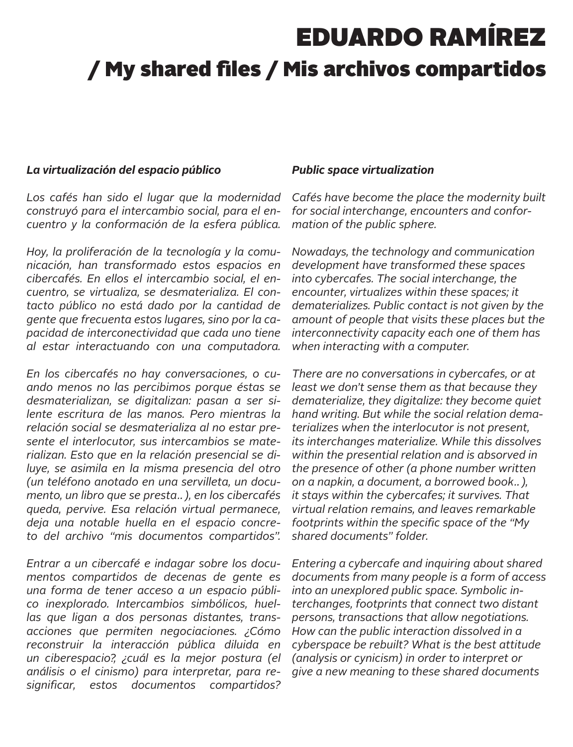# EDUARDO RAMÍREZ

## / My shared files / Mis archivos compartidos

***La virtualización del espacio público***

*Los cafés han sido el lugar que la modernidad construyó para el intercambio social, para el encuentro y la conformación de la esfera pública.*

*Hoy, la proliferación de la tecnología y la comunicación, han transformado estos espacios en cibercafés. En ellos el intercambio social, el encuentro, se virtualiza, se desmaterializa. El contacto público no está dado por la cantidad de gente que frecuenta estos lugares, sino por la capacidad de interconectividad que cada uno tiene al estar interactuando con una computadora.*

*En los cibercafés no hay conversaciones, o cuando menos no las percibimos porque éstas se desmaterializan, se digitalizan: pasan a ser silente escritura de las manos. Pero mientras la relación social se desmaterializa al no estar presente el interlocutor, sus intercambios se materializan. Esto que en la relación presencial se diluye, se asimila en la misma presencia del otro (un teléfono anotado en una servilleta, un documento, un libro que se presta.. ), en los cibercafés queda, pervive. Esa relación virtual permanece, deja una notable huella en el espacio concreto del archivo "mis documentos compartidos".*

*Entrar a un cibercafé e indagar sobre los documentos compartidos de decenas de gente es una forma de tener acceso a un espacio público inexplorado. Intercambios simbólicos, huellas que ligan a dos personas distantes, transacciones que permiten negociaciones. ¿Cómo reconstruir la interacción pública diluida en un ciberespacio?, ¿cuál es la mejor postura (el análisis o el cinismo) para interpretar, para resignificar, estos documentos compartidos?*

***Public space virtualization***

*Cafés have become the place the modernity built for social interchange, encounters and conformation of the public sphere.*

*Nowadays, the technology and communication development have transformed these spaces into cybercafes. The social interchange, the encounter, virtualizes within these spaces; it dematerializes. Public contact is not given by the amount of people that visits these places but the interconnectivity capacity each one of them has when interacting with a computer.*

*There are no conversations in cybercafes, or at least we don't sense them as that because they dematerialize, they digitalize: they become quiet hand writing. But while the social relation dematerializes when the interlocutor is not present, its interchanges materialize. While this dissolves within the presential relation and is absorved in the presence of other (a phone number written on a napkin, a document, a borrowed book.. ), it stays within the cybercafes; it survives. That virtual relation remains, and leaves remarkable footprints within the specific space of the "My shared documents" folder.*

*Entering a cybercafe and inquiring about shared documents from many people is a form of access into an unexplored public space. Symbolic interchanges, footprints that connect two distant persons, transactions that allow negotiations. How can the public interaction dissolved in a cyberspace be rebuilt? What is the best attitude (analysis or cynicism) in order to interpret or give a new meaning to these shared documents*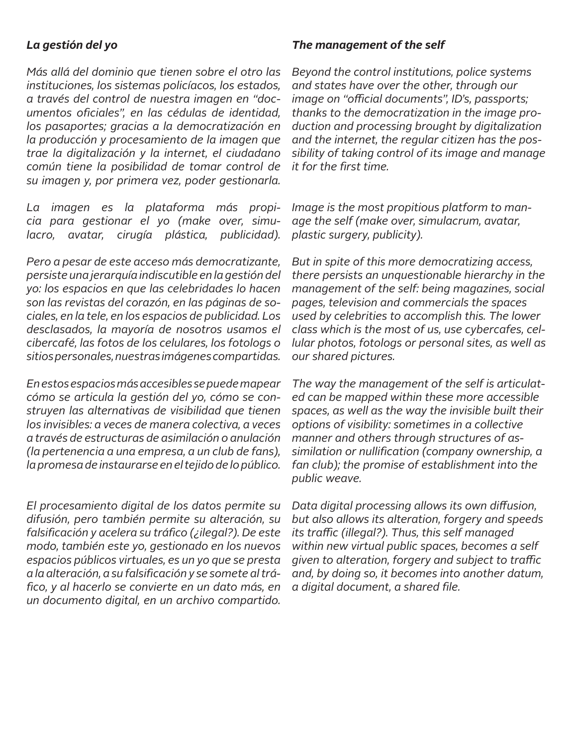### *La gestión del yo*

*Más allá del dominio que tienen sobre el otro las instituciones, los sistemas policíacos, los estados, a través del control de nuestra imagen en "documentos oficiales", en las cédulas de identidad, los pasaportes; gracias a la democratización en la producción y procesamiento de la imagen que trae la digitalización y la internet, el ciudadano común tiene la posibilidad de tomar control de su imagen y, por primera vez, poder gestionarla.*

*La imagen es la plataforma más propicia para gestionar el yo (make over, simulacro, avatar, cirugía plástica, publicidad).*

*Pero a pesar de este acceso más democratizante, persiste una jerarquía indiscutible en la gestión del yo: los espacios en que las celebridades lo hacen son las revistas del corazón, en las páginas de sociales, en la tele, en los espacios de publicidad. Los desclasados, la mayoría de nosotros usamos el cibercafé, las fotos de los celulares, los fotologs o sitios personales, nuestras imágenes compartidas.*

*En estos espacios más accesibles se puede mapear cómo se articula la gestión del yo, cómo se construyen las alternativas de visibilidad que tienen los invisibles: a veces de manera colectiva, a veces a través de estructuras de asimilación o anulación (la pertenencia a una empresa, a un club de fans), la promesa de instaurarse en el tejido de lo público.*

*El procesamiento digital de los datos permite su difusión, pero también permite su alteración, su falsificación y acelera su tráfico (¿ilegal?). De este modo, también este yo, gestionado en los nuevos espacios públicos virtuales, es un yo que se presta a la alteración, a su falsificación y se somete al tráfico, y al hacerlo se convierte en un dato más, en un documento digital, en un archivo compartido.*

### *The management of the self*

*Beyond the control institutions, police systems and states have over the other, through our image on "official documents", ID's, passports; thanks to the democratization in the image production and processing brought by digitalization and the internet, the regular citizen has the possibility of taking control of its image and manage it for the first time.*

*Image is the most propitious platform to manage the self (make over, simulacrum, avatar, plastic surgery, publicity).*

*But in spite of this more democratizing access, there persists an unquestionable hierarchy in the management of the self: being magazines, social pages, television and commercials the spaces used by celebrities to accomplish this. The lower class which is the most of us, use cybercafes, cellular photos, fotologs or personal sites, as well as our shared pictures.*

*The way the management of the self is articulated can be mapped within these more accessible spaces, as well as the way the invisible built their options of visibility: sometimes in a collective manner and others through structures of assimilation or nullification (company ownership, a fan club); the promise of establishment into the public weave.*

*Data digital processing allows its own diffusion, but also allows its alteration, forgery and speeds its traffic (illegal?). Thus, this self managed within new virtual public spaces, becomes a self given to alteration, forgery and subject to traffic and, by doing so, it becomes into another datum, a digital document, a shared file.*